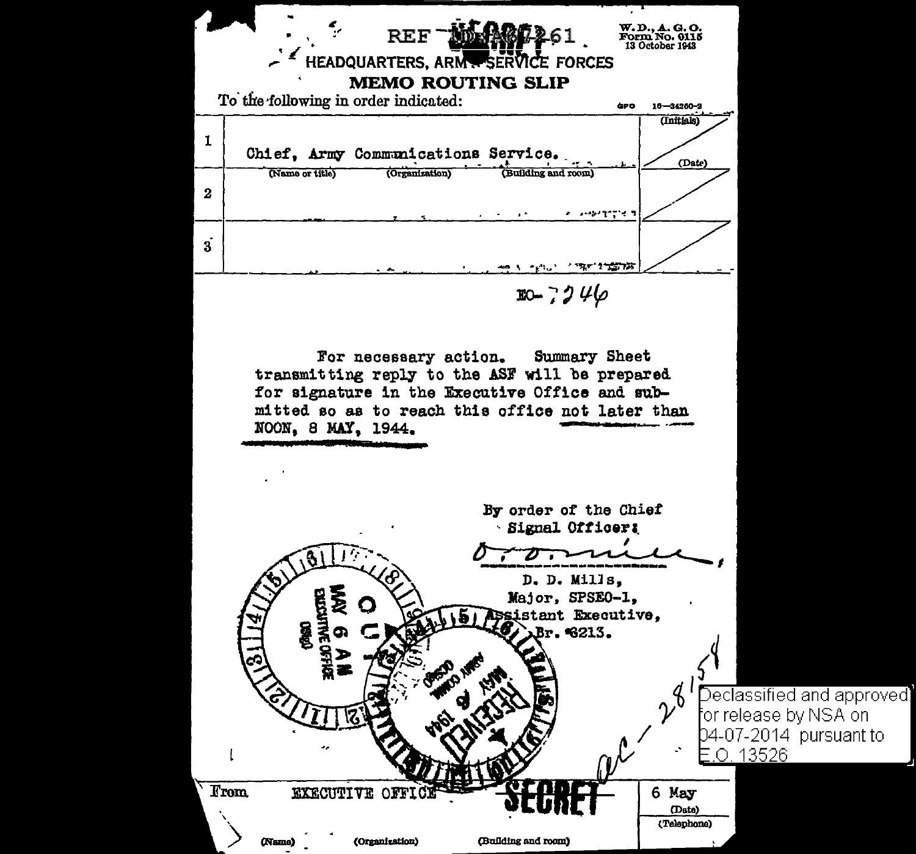REF [illegible]261

W.D., A.G.O. Form No. 0115 13 October 1943

HEADQUARTERS, ARMY SERVICE FORCES

# MEMO ROUTING SLIP

To the following in order indicated:

GPO 16—34260-2

| | (Name or title) / (Organization) / (Building and room) | (Initials) / (Date) |
|---|---|---|
| 1 | Chief, Army Communications Service. | |
| 2 | | |
| 3 | | |

EO-7246

For necessary action. Summary Sheet transmitting reply to the ASF will be prepared for signature in the Executive Office and submitted so as to reach this office not later than NOON, 8 MAY, 1944.

By order of the Chief Signal Officer:

D. D. Mills,
Major, SPSEO-1,
Assistant Executive,
Br. 3213.

OUT MAY 6 AM EXECUTIVE OFFICE OCSigO

RECEIVED MAY 6 1944 ARMY COMM. OCSigO

ac-2858

Declassified and approved for release by NSA on 04-07-2014 pursuant to E.O. 13526

| From | EXECUTIVE OFFICE | SECRET | 6 May (Date) |
|---|---|---|---|
| (Name) | (Organization) | (Building and room) | (Telephone) |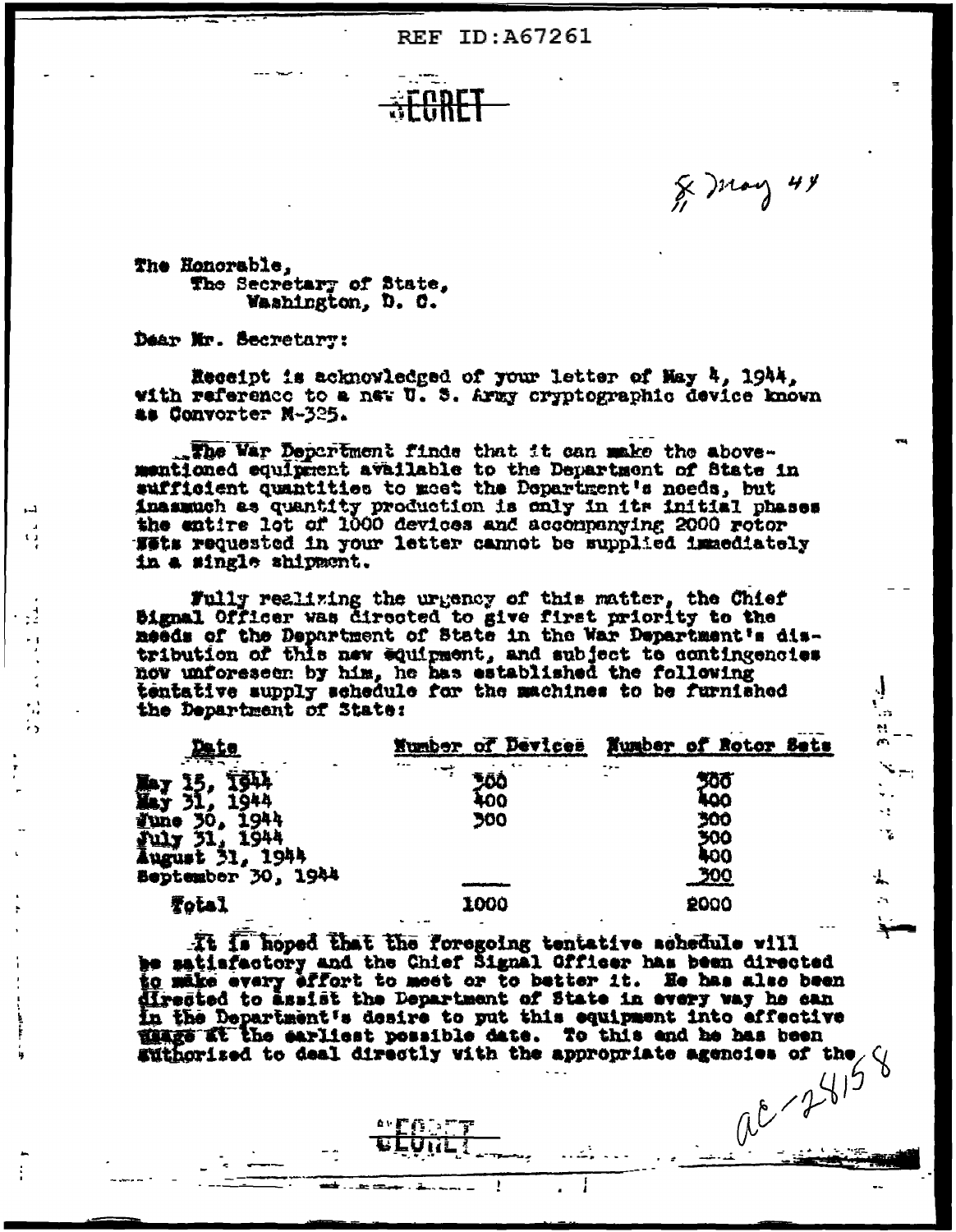REF ID:A67261

SECRET

8 May 44

The Honorable,
The Secretary of State,
Washington, D. C.

Dear Mr. Secretary:

Receipt is acknowledged of your letter of May 4, 1944, with reference to a new U. S. Army cryptographic device known as Converter M-325.

The War Department finds that it can make the above-mentioned equipment available to the Department of State in sufficient quantities to meet the Department's needs, but inasmuch as quantity production is only in its initial phases the entire lot of 1000 devices and accompanying 2000 rotor sets requested in your letter cannot be supplied immediately in a single shipment.

Fully realizing the urgency of this matter, the Chief Signal Officer was directed to give first priority to the needs of the Department of State in the War Department's distribution of this new equipment, and subject to contingencies now unforeseen by him, he has established the following tentative supply schedule for the machines to be furnished the Department of State:

| Date | Number of Devices | Number of Rotor Sets |
|---|---|---|
| May 15, 1944 | 300 | 300 |
| May 31, 1944 | 400 | 400 |
| June 30, 1944 | 300 | 300 |
| July 31, 1944 | | 300 |
| August 31, 1944 | | 400 |
| September 30, 1944 | | 300 |
| Total | 1000 | 2000 |

It is hoped that the foregoing tentative schedule will be satisfactory and the Chief Signal Officer has been directed to make every effort to meet or to better it. He has also been directed to assist the Department of State in every way he can in the Department's desire to put this equipment into effective usage at the earliest possible date. To this end he has been authorized to deal directly with the appropriate agencies of the

AC-28158

SECRET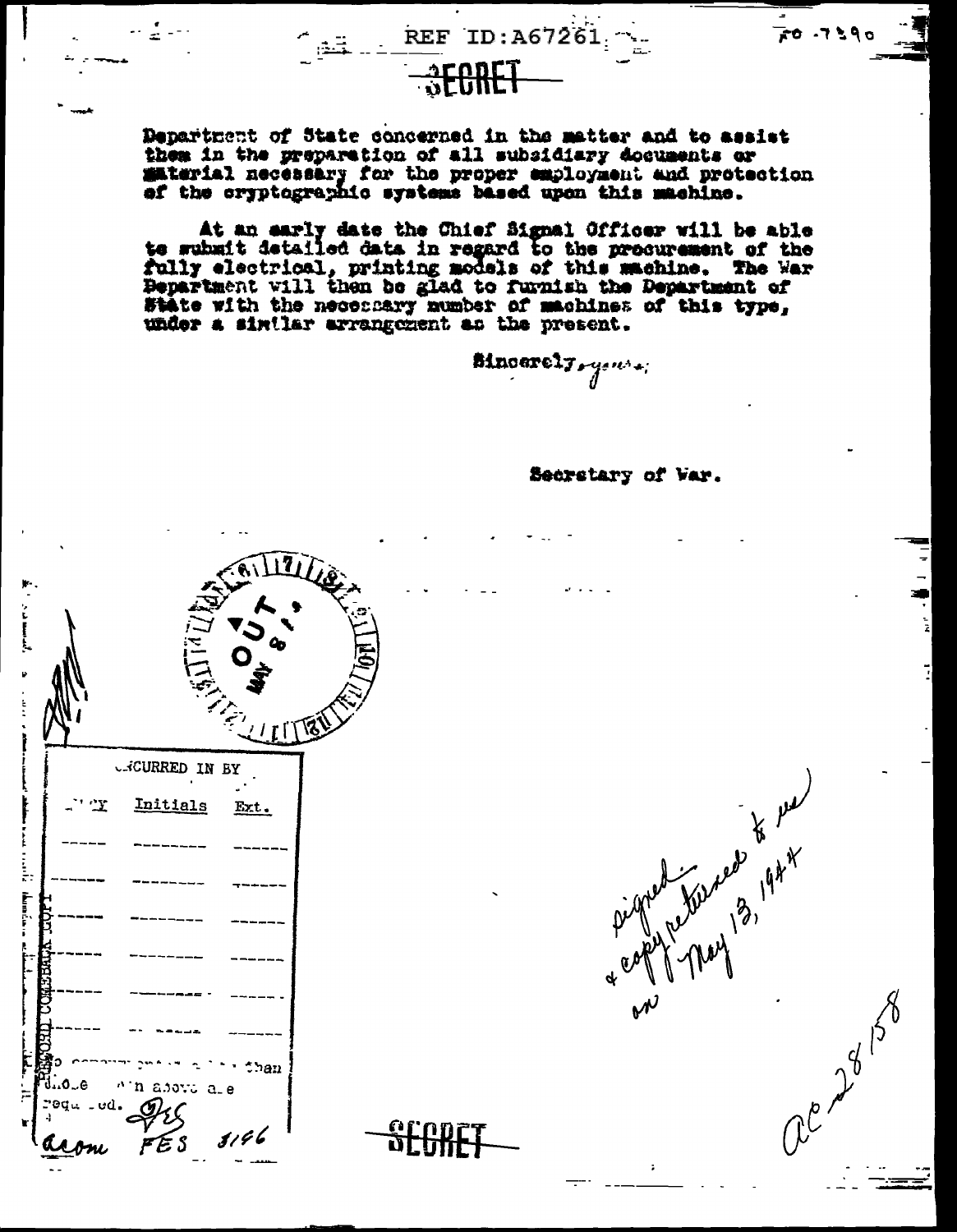SECRET

Department of State concerned in the matter and to assist them in the preparation of all subsidiary documents or material necessary for the proper employment and protection of the cryptographic systems based upon this machine.

At an early date the Chief Signal Officer will be able to submit detailed data in regard to the procurement of the fully electrical, printing models of this machine. The War Department will then be glad to furnish the Department of State with the necessary number of machines of this type, under a similar arrangement as the present.

Sincerely yours,

Secretary of War.

OUT MAY 8

CONCURRED IN BY

| Agency | Initials | Ext. |
| --- | --- | --- |
| | | |
| | | |
| | | |
| | | |
| | | |
| | | |

RECORD COMEBACK COPY

No concurrences other than those shown above are required.

acom FES 3196

signed & copy returned to us on May 13, 1944

ac 28158

SECRET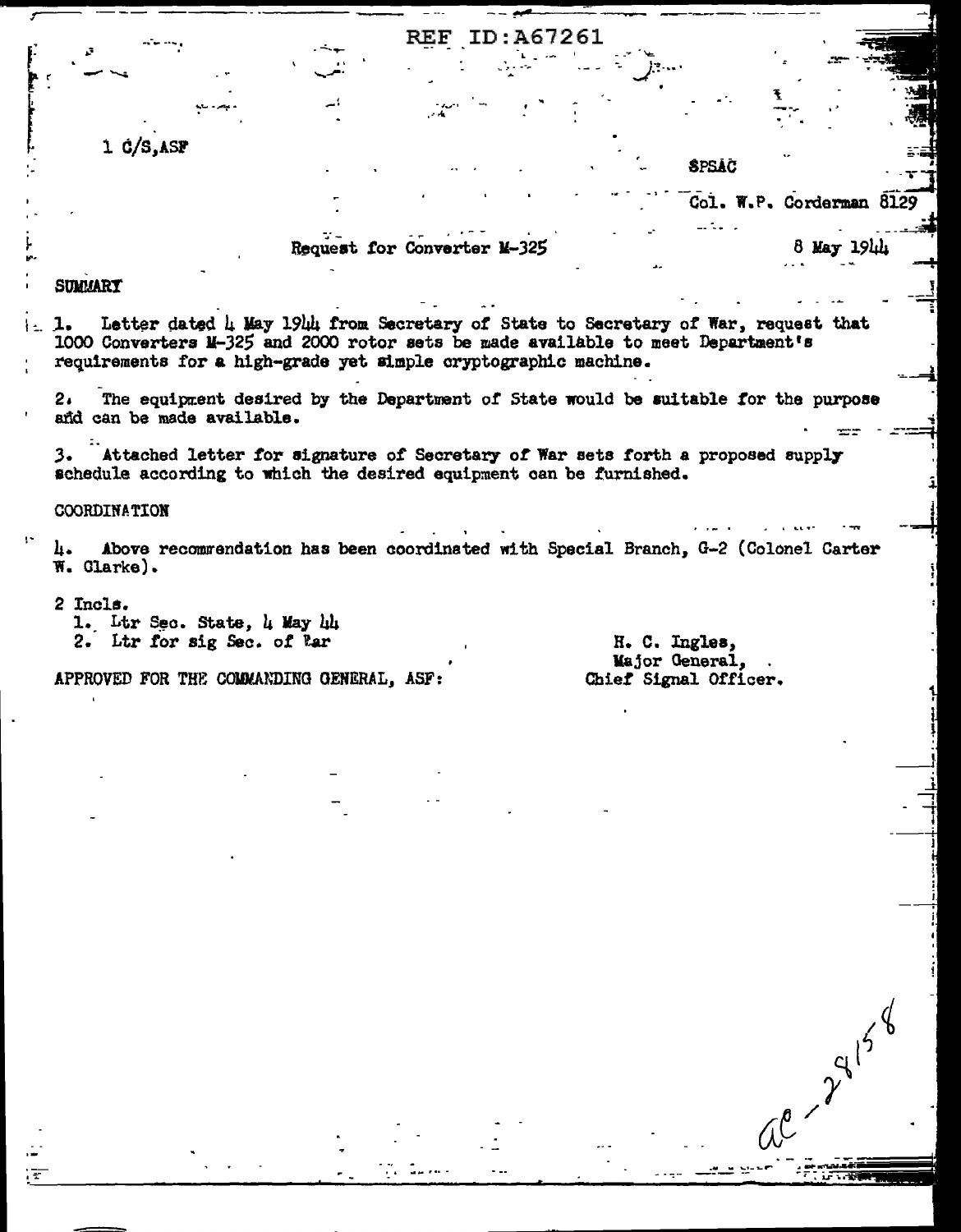REF ID:A67261

1 C/S,ASF

SPSAC

Col. W.P. Corderman 8129

Request for Converter M-325

8 May 1944

SUMMARY

1. Letter dated 4 May 1944 from Secretary of State to Secretary of War, request that 1000 Converters M-325 and 2000 rotor sets be made available to meet Department's requirements for a high-grade yet simple cryptographic machine.

2. The equipment desired by the Department of State would be suitable for the purpose and can be made available.

3. Attached letter for signature of Secretary of War sets forth a proposed supply schedule according to which the desired equipment can be furnished.

COORDINATION

4. Above recommendation has been coordinated with Special Branch, G-2 (Colonel Carter W. Clarke).

2 Incls.
1. Ltr Sec. State, 4 May 44
2. Ltr for sig Sec. of War

APPROVED FOR THE COMMANDING GENERAL, ASF:

H. C. Ingles,
Major General,
Chief Signal Officer.

AC-28158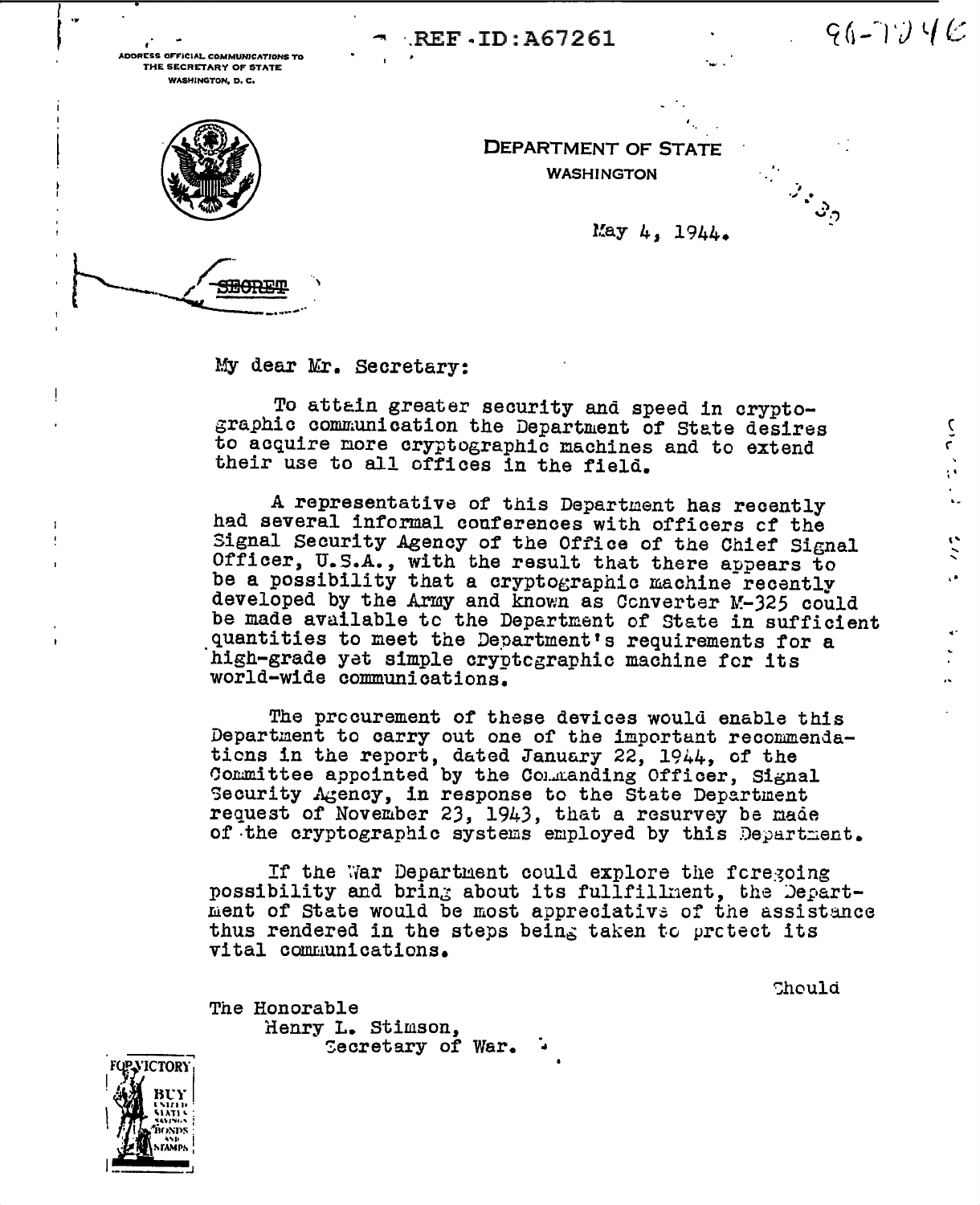REF-ID:A67261

96-7046

ADDRESS OFFICIAL COMMUNICATIONS TO THE SECRETARY OF STATE WASHINGTON, D. C.

DEPARTMENT OF STATE
WASHINGTON

May 4, 1944.

~~SECRET~~

My dear Mr. Secretary:

To attain greater security and speed in cryptographic communication the Department of State desires to acquire more cryptographic machines and to extend their use to all offices in the field.

A representative of this Department has recently had several informal conferences with officers of the Signal Security Agency of the Office of the Chief Signal Officer, U.S.A., with the result that there appears to be a possibility that a cryptographic machine recently developed by the Army and known as Converter M-325 could be made available to the Department of State in sufficient quantities to meet the Department's requirements for a high-grade yet simple cryptographic machine for its world-wide communications.

The procurement of these devices would enable this Department to carry out one of the important recommendations in the report, dated January 22, 1944, of the Committee appointed by the Commanding Officer, Signal Security Agency, in response to the State Department request of November 23, 1943, that a resurvey be made of the cryptographic systems employed by this Department.

If the War Department could explore the foregoing possibility and bring about its fullfillment, the Department of State would be most appreciative of the assistance thus rendered in the steps being taken to protect its vital communications.

Should

The Honorable
Henry L. Stimson,
Secretary of War.

FOR VICTORY BUY UNITED STATES SAVINGS BONDS AND STAMPS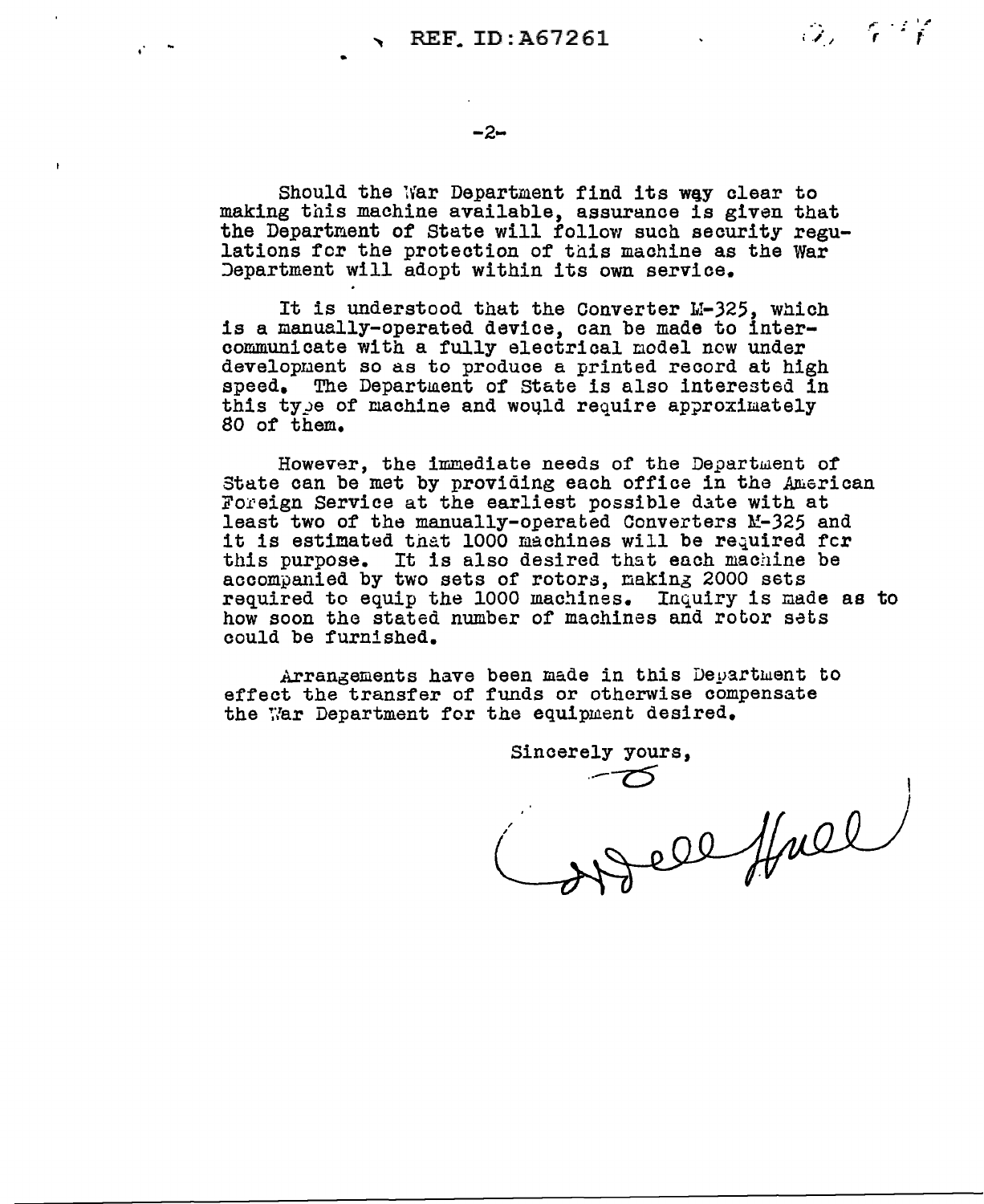Should the War Department find its way clear to making this machine available, assurance is given that the Department of State will follow such security regulations for the protection of this machine as the War Department will adopt within its own service.

It is understood that the Converter M-325, which is a manually-operated device, can be made to intercommunicate with a fully electrical model now under development so as to produce a printed record at high speed. The Department of State is also interested in this type of machine and would require approximately 80 of them.

However, the immediate needs of the Department of State can be met by providing each office in the American Foreign Service at the earliest possible date with at least two of the manually-operated Converters M-325 and it is estimated that 1000 machines will be required for this purpose. It is also desired that each machine be accompanied by two sets of rotors, making 2000 sets required to equip the 1000 machines. Inquiry is made as to how soon the stated number of machines and rotor sets could be furnished.

Arrangements have been made in this Department to effect the transfer of funds or otherwise compensate the War Department for the equipment desired.

Sincerely yours,

Cordell Hull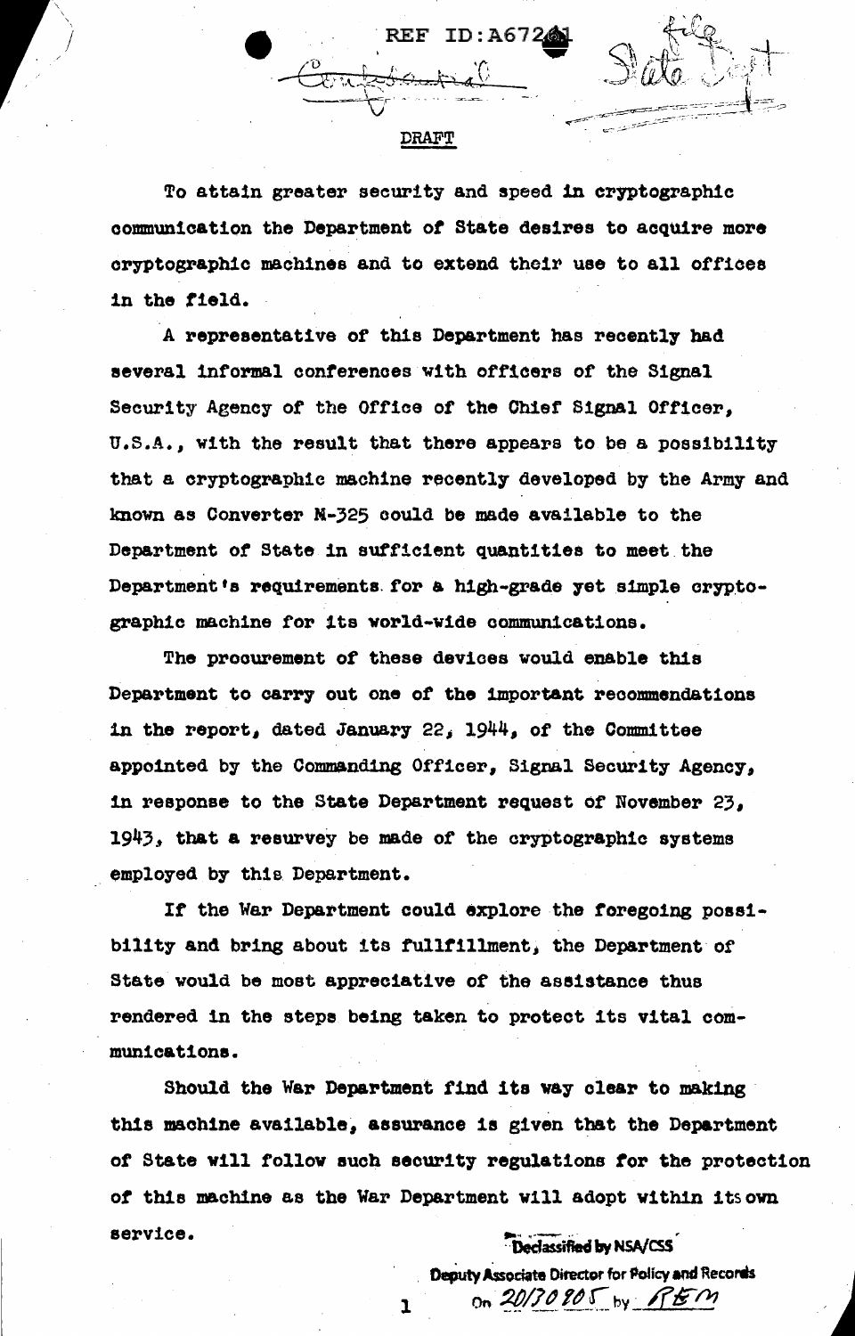REF ID:A67261

~~Confidential~~

File State Dept

DRAFT

To attain greater security and speed in cryptographic communication the Department of State desires to acquire more cryptographic machines and to extend their use to all offices in the field.

A representative of this Department has recently had several informal conferences with officers of the Signal Security Agency of the Office of the Chief Signal Officer, U.S.A., with the result that there appears to be a possibility that a cryptographic machine recently developed by the Army and known as Converter M-325 could be made available to the Department of State in sufficient quantities to meet the Department's requirements for a high-grade yet simple cryptographic machine for its world-wide communications.

The procurement of these devices would enable this Department to carry out one of the important recommendations in the report, dated January 22, 1944, of the Committee appointed by the Commanding Officer, Signal Security Agency, in response to the State Department request of November 23, 1943, that a resurvey be made of the cryptographic systems employed by this Department.

If the War Department could explore the foregoing possibility and bring about its fullfillment, the Department of State would be most appreciative of the assistance thus rendered in the steps being taken to protect its vital communications.

Should the War Department find its way clear to making this machine available, assurance is given that the Department of State will follow such security regulations for the protection of this machine as the War Department will adopt within its own service.

Declassified by NSA/CSS
Deputy Associate Director for Policy and Records
On 20130905 by REM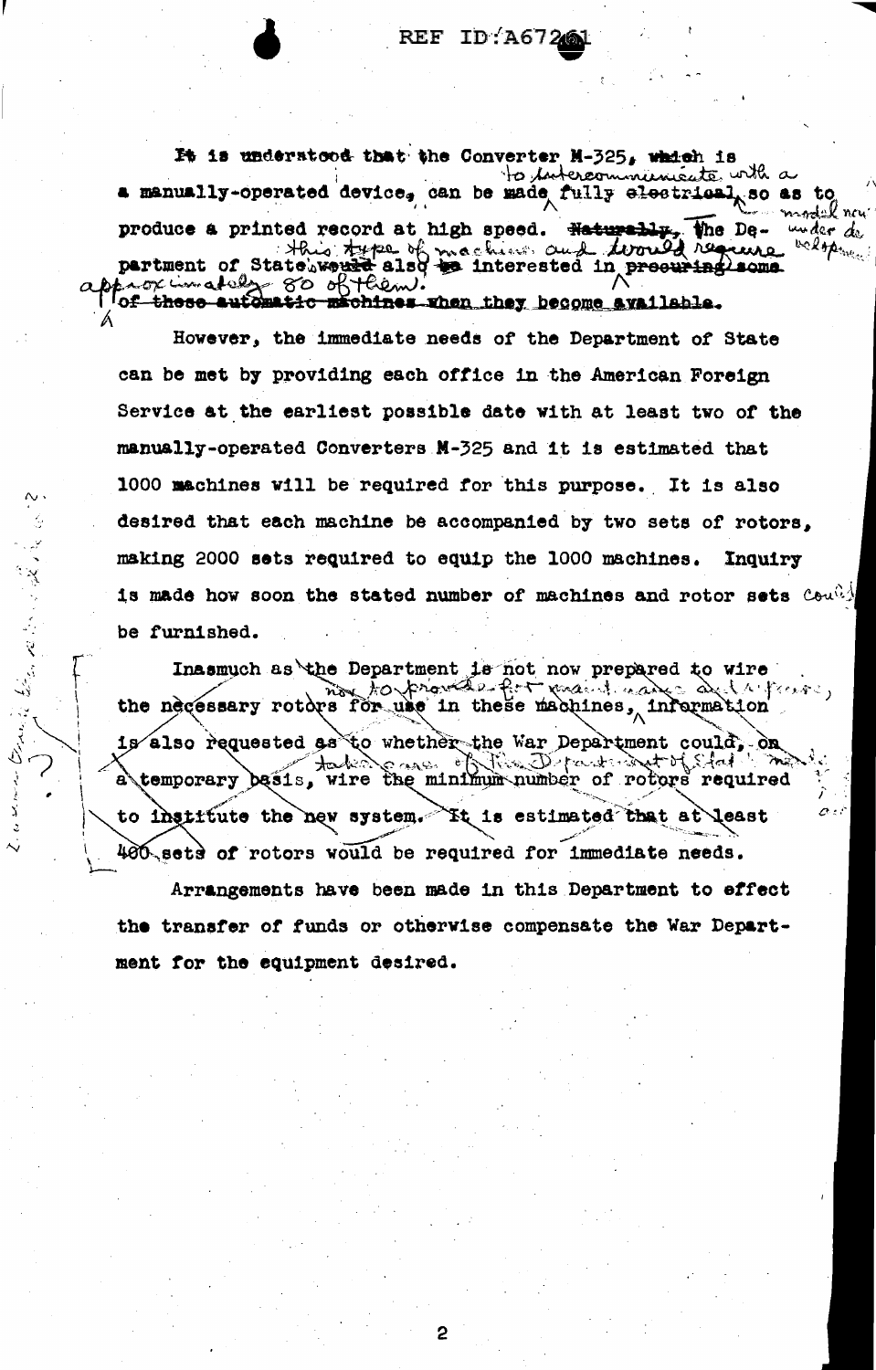It is understood that the Converter M-325, ~~which is~~ a manually-operated device, can be made to intercommunicate with a fully ~~electrical~~ model now under development so as to produce a printed record at high speed. ~~Naturally,~~ The Department of State ~~would~~ also ~~be~~ interested in this type of machine and would require ~~procuring some~~ approximately 80 of them. ~~of these automatic machines when they become available.~~

However, the immediate needs of the Department of State can be met by providing each office in the American Foreign Service at the earliest possible date with at least two of the manually-operated Converters M-325 and it is estimated that 1000 machines will be required for this purpose. It is also desired that each machine be accompanied by two sets of rotors, making 2000 sets required to equip the 1000 machines. Inquiry is made how soon the stated number of machines and rotor sets could be furnished.

Inasmuch as the Department is not now prepared to wire the necessary rotors for use in these machines, nor to provide for maintenance and repairs, information is also requested as to whether the War Department could, on a temporary basis, wire the minimum number of rotors required and take care of the Department of State's needs to institute the new system. It is estimated that at least 400 sets of rotors would be required for immediate needs.

Arrangements have been made in this Department to effect the transfer of funds or otherwise compensate the War Department for the equipment desired.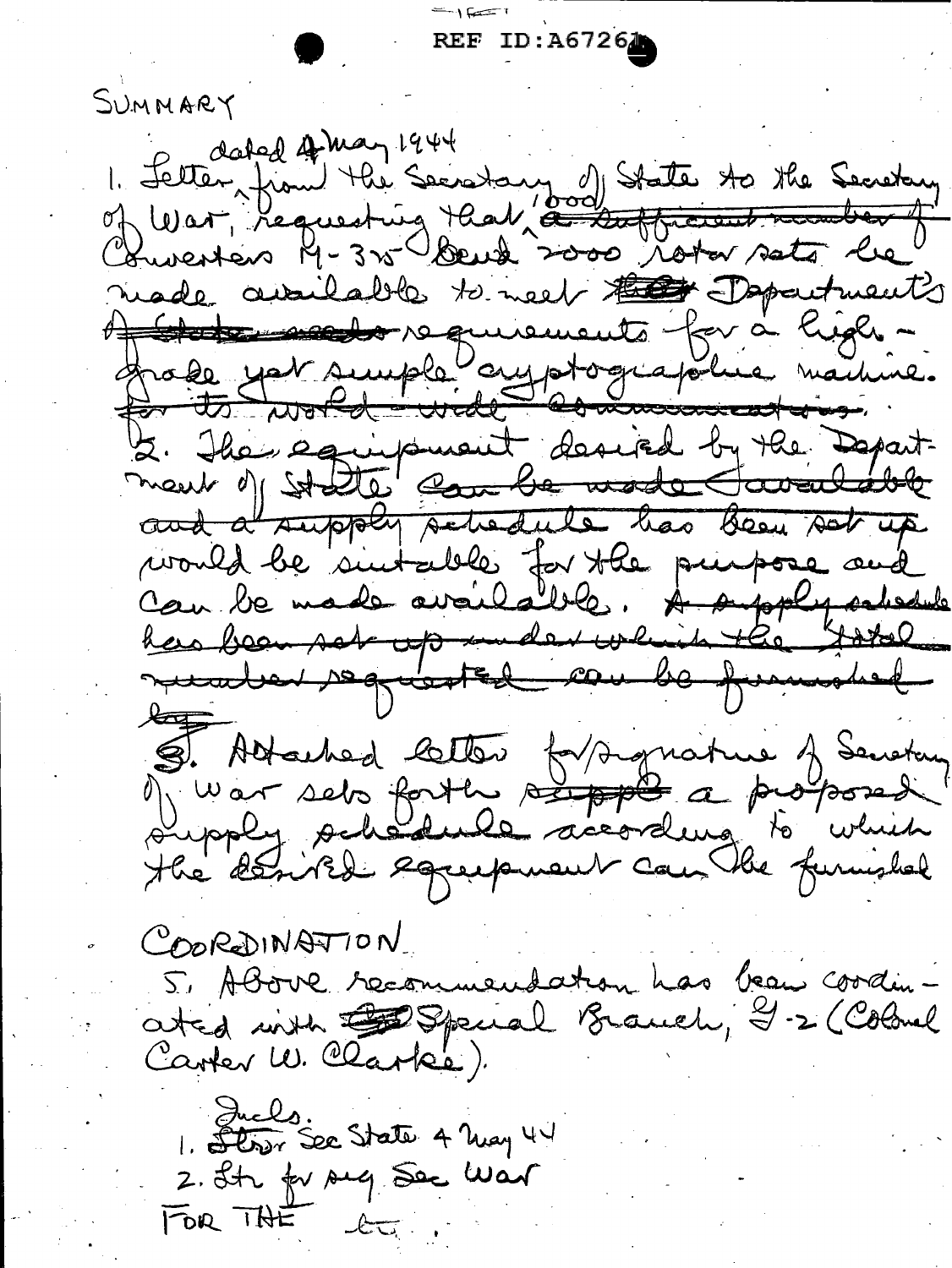SUMMARY

1. Letter dated 4 May 1944 from the Secretary of State to the Secretary of War, requesting that 800 Converters M-325 and 2000 rotor sets be made available to meet Department's requirements for a high-grade yet simple cryptographic machine.

2. The equipment desired by the Department of State would be suitable for the purpose and can be made available.

3. Attached letter for signature of Secretary of War sets forth a proposed supply schedule according to which the desired equipment can be furnished.

COORDINATION

5. Above recommendation has been coordinated with Special Branch, G-2 (Colonel Carter W. Clarke).

Incls.
1. Ltr Sec State 4 May 44
2. Ltr for sig Sec War

FOR THE